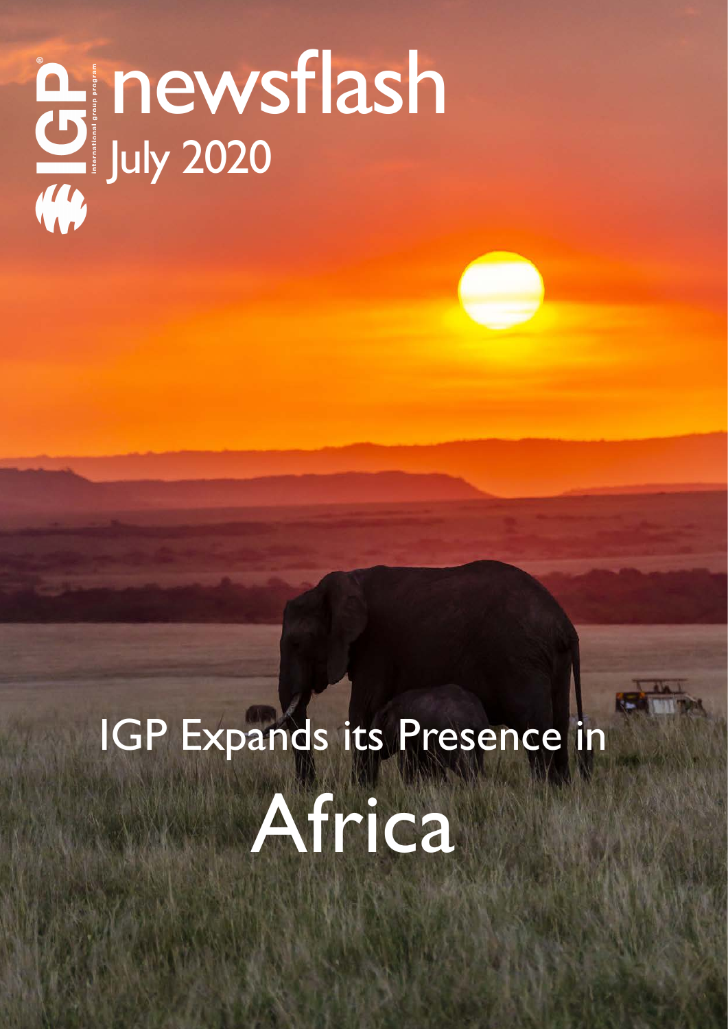IGP® international group program

# newsflash

July 2020

# IGP Expands its Presence in Africa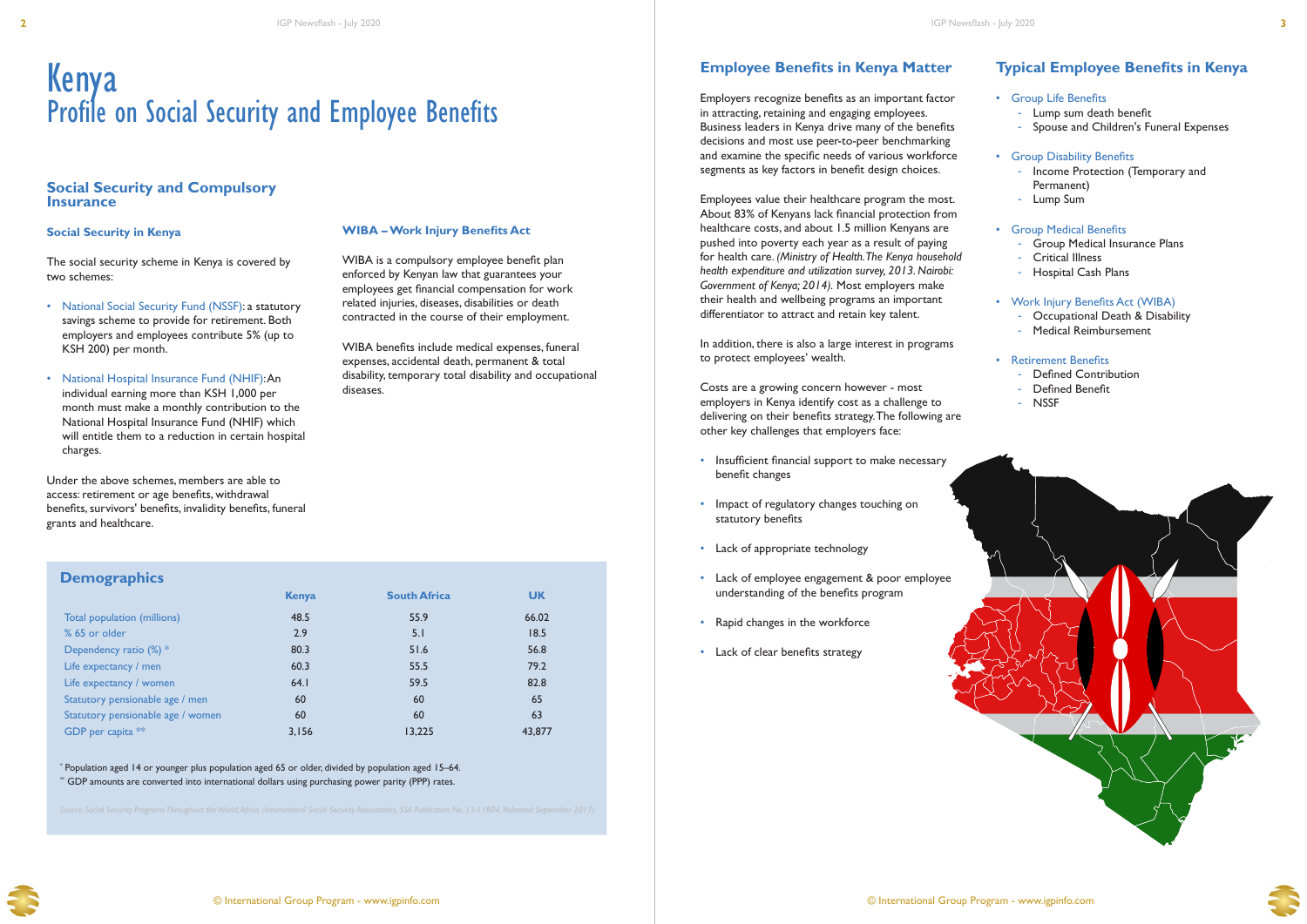# Kenya
## Profile on Social Security and Employee Benefits

## Social Security and Compulsory Insurance

### Social Security in Kenya

The social security scheme in Kenya is covered by two schemes:

- National Social Security Fund (NSSF): a statutory savings scheme to provide for retirement. Both employers and employees contribute 5% (up to KSH 200) per month.
- National Hospital Insurance Fund (NHIF): An individual earning more than KSH 1,000 per month must make a monthly contribution to the National Hospital Insurance Fund (NHIF) which will entitle them to a reduction in certain hospital charges.

Under the above schemes, members are able to access: retirement or age benefits, withdrawal benefits, survivors' benefits, invalidity benefits, funeral grants and healthcare.

### WIBA – Work Injury Benefits Act

WIBA is a compulsory employee benefit plan enforced by Kenyan law that guarantees your employees get financial compensation for work related injuries, diseases, disabilities or death contracted in the course of their employment.

WIBA benefits include medical expenses, funeral expenses, accidental death, permanent & total disability, temporary total disability and occupational diseases.

### Demographics

| | Kenya | South Africa | UK |
|---|---|---|---|
| Total population (millions) | 48.5 | 55.9 | 66.02 |
| % 65 or older | 2.9 | 5.1 | 18.5 |
| Dependency ratio (%) * | 80.3 | 51.6 | 56.8 |
| Life expectancy / men | 60.3 | 55.5 | 79.2 |
| Life expectancy / women | 64.1 | 59.5 | 82.8 |
| Statutory pensionable age / men | 60 | 60 | 65 |
| Statutory pensionable age / women | 60 | 60 | 63 |
| GDP per capita ** | 3,156 | 13,225 | 43,877 |

* Population aged 14 or younger plus population aged 65 or older, divided by population aged 15–64.

** GDP amounts are converted into international dollars using purchasing power parity (PPP) rates.

Source: Social Security Programs Throughout the World: Africa (International Social Security Associations, SSA Publication No. 13-11804, Released: September 2017)

## Employee Benefits in Kenya Matter

Employers recognize benefits as an important factor in attracting, retaining and engaging employees. Business leaders in Kenya drive many of the benefits decisions and most use peer-to-peer benchmarking and examine the specific needs of various workforce segments as key factors in benefit design choices.

Employees value their healthcare program the most. About 83% of Kenyans lack financial protection from healthcare costs, and about 1.5 million Kenyans are pushed into poverty each year as a result of paying for health care. *(Ministry of Health. The Kenya household health expenditure and utilization survey, 2013. Nairobi: Government of Kenya; 2014).* Most employers make their health and wellbeing programs an important differentiator to attract and retain key talent.

In addition, there is also a large interest in programs to protect employees' wealth.

Costs are a growing concern however - most employers in Kenya identify cost as a challenge to delivering on their benefits strategy. The following are other key challenges that employers face:

- Insufficient financial support to make necessary benefit changes
- Impact of regulatory changes touching on statutory benefits
- Lack of appropriate technology
- Lack of employee engagement & poor employee understanding of the benefits program
- Rapid changes in the workforce
- Lack of clear benefits strategy

## Typical Employee Benefits in Kenya

- Group Life Benefits
  - Lump sum death benefit
  - Spouse and Children's Funeral Expenses
- Group Disability Benefits
  - Income Protection (Temporary and Permanent)
  - Lump Sum
- Group Medical Benefits
  - Group Medical Insurance Plans
  - Critical Illness
  - Hospital Cash Plans
- Work Injury Benefits Act (WIBA)
  - Occupational Death & Disability
  - Medical Reimbursement
- Retirement Benefits
  - Defined Contribution
  - Defined Benefit
  - NSSF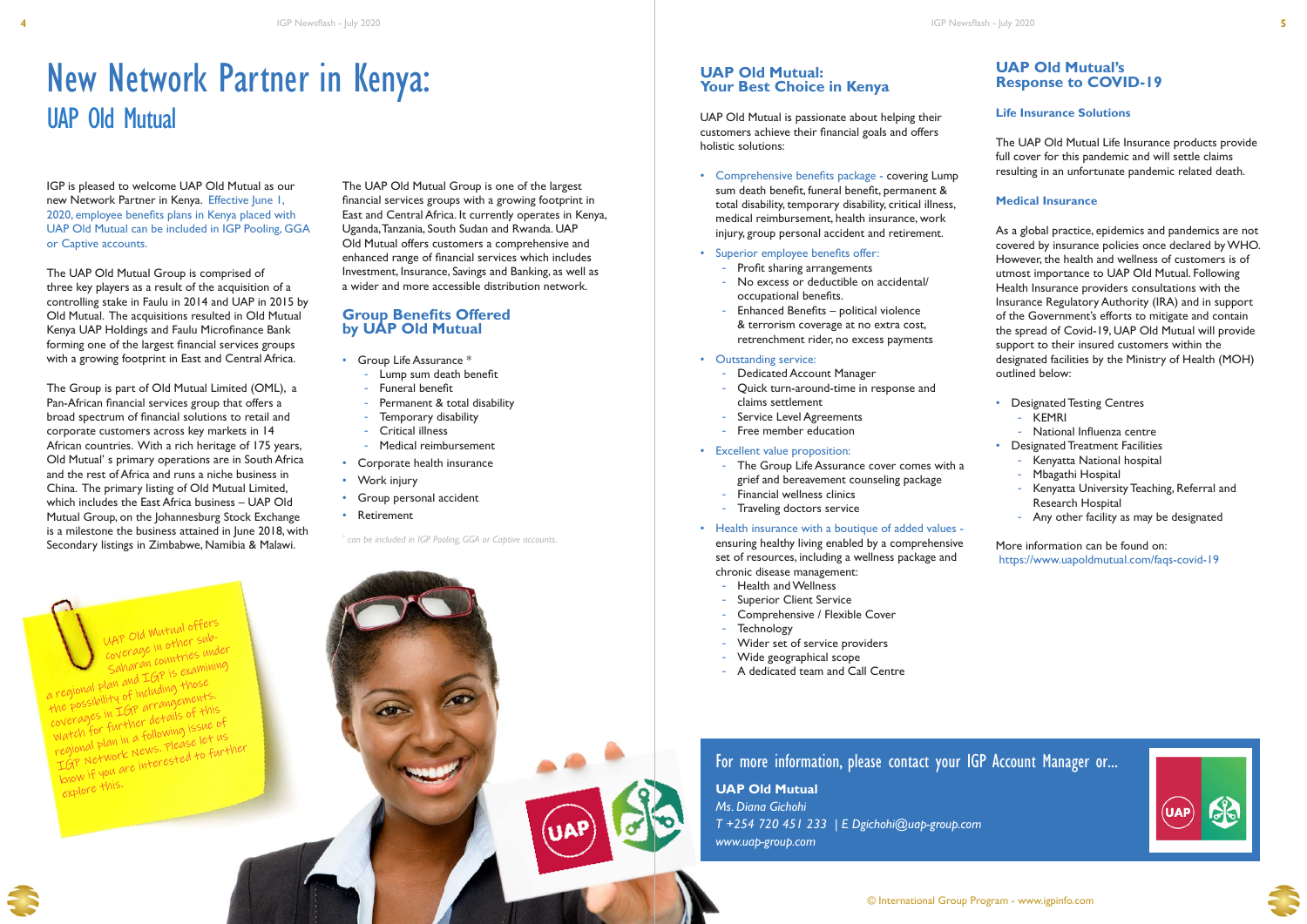# New Network Partner in Kenya:
## UAP Old Mutual

IGP is pleased to welcome UAP Old Mutual as our new Network Partner in Kenya. Effective June 1, 2020, employee benefits plans in Kenya placed with UAP Old Mutual can be included in IGP Pooling, GGA or Captive accounts.

The UAP Old Mutual Group is comprised of three key players as a result of the acquisition of a controlling stake in Faulu in 2014 and UAP in 2015 by Old Mutual. The acquisitions resulted in Old Mutual Kenya UAP Holdings and Faulu Microfinance Bank forming one of the largest financial services groups with a growing footprint in East and Central Africa.

The Group is part of Old Mutual Limited (OML), a Pan-African financial services group that offers a broad spectrum of financial solutions to retail and corporate customers across key markets in 14 African countries. With a rich heritage of 175 years, Old Mutual' s primary operations are in South Africa and the rest of Africa and runs a niche business in China. The primary listing of Old Mutual Limited, which includes the East Africa business – UAP Old Mutual Group, on the Johannesburg Stock Exchange is a milestone the business attained in June 2018, with Secondary listings in Zimbabwe, Namibia & Malawi.

The UAP Old Mutual Group is one of the largest financial services groups with a growing footprint in East and Central Africa. It currently operates in Kenya, Uganda, Tanzania, South Sudan and Rwanda. UAP Old Mutual offers customers a comprehensive and enhanced range of financial services which includes Investment, Insurance, Savings and Banking, as well as a wider and more accessible distribution network.

### Group Benefits Offered by UAP Old Mutual

- Group Life Assurance *
  - Lump sum death benefit
  - Funeral benefit
  - Permanent & total disability
  - Temporary disability
  - Critical illness
  - Medical reimbursement
- Corporate health insurance
- Work injury
- Group personal accident
- Retirement

* can be included in IGP Pooling, GGA or Captive accounts.

UAP Old Mutual offers coverage in other sub-Saharan countries under a regional plan and IGP is examining the possibility of including those coverages in IGP arrangements. Watch for further details of this regional plan in a following issue of IGP Network News. Please let us know if you are interested to further explore this.

### UAP Old Mutual: Your Best Choice in Kenya

UAP Old Mutual is passionate about helping their customers achieve their financial goals and offers holistic solutions:

- Comprehensive benefits package - covering Lump sum death benefit, funeral benefit, permanent & total disability, temporary disability, critical illness, medical reimbursement, health insurance, work injury, group personal accident and retirement.
- Superior employee benefits offer:
  - Profit sharing arrangements
  - No excess or deductible on accidental/ occupational benefits.
  - Enhanced Benefits – political violence & terrorism coverage at no extra cost, retrenchment rider, no excess payments
- Outstanding service:
  - Dedicated Account Manager
  - Quick turn-around-time in response and claims settlement
  - Service Level Agreements
  - Free member education
- Excellent value proposition:
  - The Group Life Assurance cover comes with a grief and bereavement counseling package
  - Financial wellness clinics
  - Traveling doctors service
- Health insurance with a boutique of added values - ensuring healthy living enabled by a comprehensive set of resources, including a wellness package and chronic disease management:
  - Health and Wellness
  - Superior Client Service
  - Comprehensive / Flexible Cover
  - Technology
  - Wider set of service providers
  - Wide geographical scope
  - A dedicated team and Call Centre

### UAP Old Mutual's Response to COVID-19

#### Life Insurance Solutions

The UAP Old Mutual Life Insurance products provide full cover for this pandemic and will settle claims resulting in an unfortunate pandemic related death.

#### Medical Insurance

As a global practice, epidemics and pandemics are not covered by insurance policies once declared by WHO. However, the health and wellness of customers is of utmost importance to UAP Old Mutual. Following Health Insurance providers consultations with the Insurance Regulatory Authority (IRA) and in support of the Government's efforts to mitigate and contain the spread of Covid-19, UAP Old Mutual will provide support to their insured customers within the designated facilities by the Ministry of Health (MOH) outlined below:

- Designated Testing Centres
  - KEMRI
  - National Influenza centre
- Designated Treatment Facilities
  - Kenyatta National hospital
  - Mbagathi Hospital
  - Kenyatta University Teaching, Referral and Research Hospital
  - Any other facility as may be designated

More information can be found on:
https://www.uapoldmutual.com/faqs-covid-19

For more information, please contact your IGP Account Manager or...

**UAP Old Mutual**
*Ms. Diana Gichohi*
*T +254 720 451 233 | E Dgichohi@uap-group.com*
*www.uap-group.com*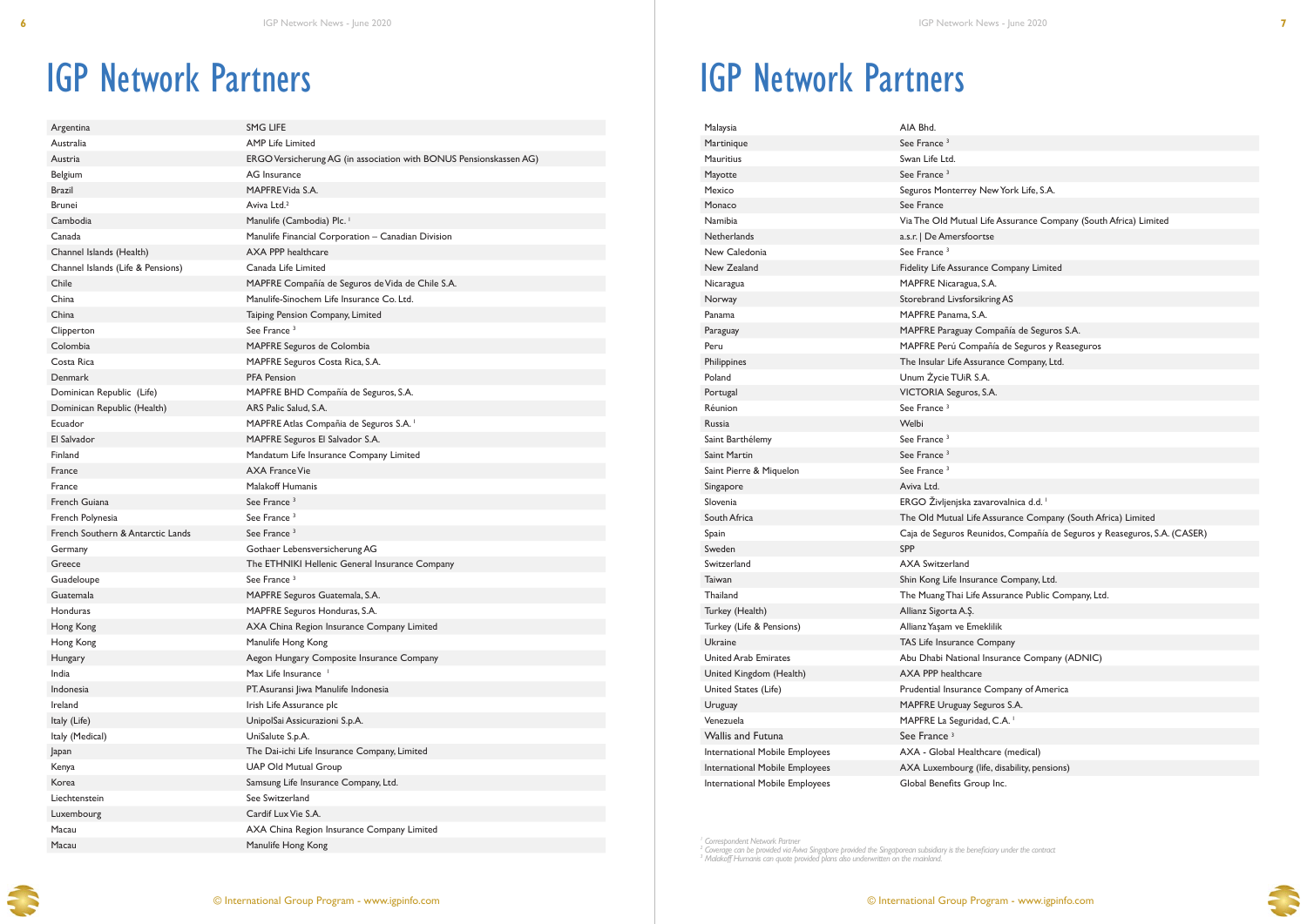# IGP Network Partners

| | |
|---|---|
| Argentina | SMG LIFE |
| Australia | AMP Life Limited |
| Austria | ERGO Versicherung AG (in association with BONUS Pensionskassen AG) |
| Belgium | AG Insurance |
| Brazil | MAPFRE Vida S.A. |
| Brunei | Aviva Ltd.[2] |
| Cambodia | Manulife (Cambodia) Plc. [1] |
| Canada | Manulife Financial Corporation – Canadian Division |
| Channel Islands (Health) | AXA PPP healthcare |
| Channel Islands (Life & Pensions) | Canada Life Limited |
| Chile | MAPFRE Compañía de Seguros de Vida de Chile S.A. |
| China | Manulife-Sinochem Life Insurance Co. Ltd. |
| China | Taiping Pension Company, Limited |
| Clipperton | See France [3] |
| Colombia | MAPFRE Seguros de Colombia |
| Costa Rica | MAPFRE Seguros Costa Rica, S.A. |
| Denmark | PFA Pension |
| Dominican Republic (Life) | MAPFRE BHD Compañía de Seguros, S.A. |
| Dominican Republic (Health) | ARS Palic Salud, S.A. |
| Ecuador | MAPFRE Atlas Compañia de Seguros S.A. [1] |
| El Salvador | MAPFRE Seguros El Salvador S.A. |
| Finland | Mandatum Life Insurance Company Limited |
| France | AXA France Vie |
| France | Malakoff Humanis |
| French Guiana | See France [3] |
| French Polynesia | See France [3] |
| French Southern & Antarctic Lands | See France [3] |
| Germany | Gothaer Lebensversicherung AG |
| Greece | The ETHNIKI Hellenic General Insurance Company |
| Guadeloupe | See France [3] |
| Guatemala | MAPFRE Seguros Guatemala, S.A. |
| Honduras | MAPFRE Seguros Honduras, S.A. |
| Hong Kong | AXA China Region Insurance Company Limited |
| Hong Kong | Manulife Hong Kong |
| Hungary | Aegon Hungary Composite Insurance Company |
| India | Max Life Insurance [1] |
| Indonesia | PT. Asuransi Jiwa Manulife Indonesia |
| Ireland | Irish Life Assurance plc |
| Italy (Life) | UnipolSai Assicurazioni S.p.A. |
| Italy (Medical) | UniSalute S.p.A. |
| Japan | The Dai-ichi Life Insurance Company, Limited |
| Kenya | UAP Old Mutual Group |
| Korea | Samsung Life Insurance Company, Ltd. |
| Liechtenstein | See Switzerland |
| Luxembourg | Cardif Lux Vie S.A. |
| Macau | AXA China Region Insurance Company Limited |
| Macau | Manulife Hong Kong |
| Malaysia | AIA Bhd. |
| Martinique | See France [3] |
| Mauritius | Swan Life Ltd. |
| Mayotte | See France [3] |
| Mexico | Seguros Monterrey New York Life, S.A. |
| Monaco | See France |
| Namibia | Via The Old Mutual Life Assurance Company (South Africa) Limited |
| Netherlands | a.s.r. \| De Amersfoortse |
| New Caledonia | See France [3] |
| New Zealand | Fidelity Life Assurance Company Limited |
| Nicaragua | MAPFRE Nicaragua, S.A. |
| Norway | Storebrand Livsforsikring AS |
| Panama | MAPFRE Panama, S.A. |
| Paraguay | MAPFRE Paraguay Compañía de Seguros S.A. |
| Peru | MAPFRE Perú Compañía de Seguros y Reaseguros |
| Philippines | The Insular Life Assurance Company, Ltd. |
| Poland | Unum Życie TUiR S.A. |
| Portugal | VICTORIA Seguros, S.A. |
| Réunion | See France [3] |
| Russia | Welbi |
| Saint Barthélemy | See France [3] |
| Saint Martin | See France [3] |
| Saint Pierre & Miquelon | See France [3] |
| Singapore | Aviva Ltd. |
| Slovenia | ERGO Življenjska zavarovalnica d.d. [1] |
| South Africa | The Old Mutual Life Assurance Company (South Africa) Limited |
| Spain | Caja de Seguros Reunidos, Compañía de Seguros y Reaseguros, S.A. (CASER) |
| Sweden | SPP |
| Switzerland | AXA Switzerland |
| Taiwan | Shin Kong Life Insurance Company, Ltd. |
| Thailand | The Muang Thai Life Assurance Public Company, Ltd. |
| Turkey (Health) | Allianz Sigorta A.Ş. |
| Turkey (Life & Pensions) | Allianz Yaşam ve Emeklilik |
| Ukraine | TAS Life Insurance Company |
| United Arab Emirates | Abu Dhabi National Insurance Company (ADNIC) |
| United Kingdom (Health) | AXA PPP healthcare |
| United States (Life) | Prudential Insurance Company of America |
| Uruguay | MAPFRE Uruguay Seguros S.A. |
| Venezuela | MAPFRE La Seguridad, C.A. [1] |
| Wallis and Futuna | See France [3] |
| International Mobile Employees | AXA - Global Healthcare (medical) |
| International Mobile Employees | AXA Luxembourg (life, disability, pensions) |
| International Mobile Employees | Global Benefits Group Inc. |

[1] *Correspondent Network Partner*
[2] *Coverage can be provided via Aviva Singapore provided the Singaporean subsidiary is the beneficiary under the contract*
[3] *Malakoff Humanis can quote provided plans also underwritten on the mainland.*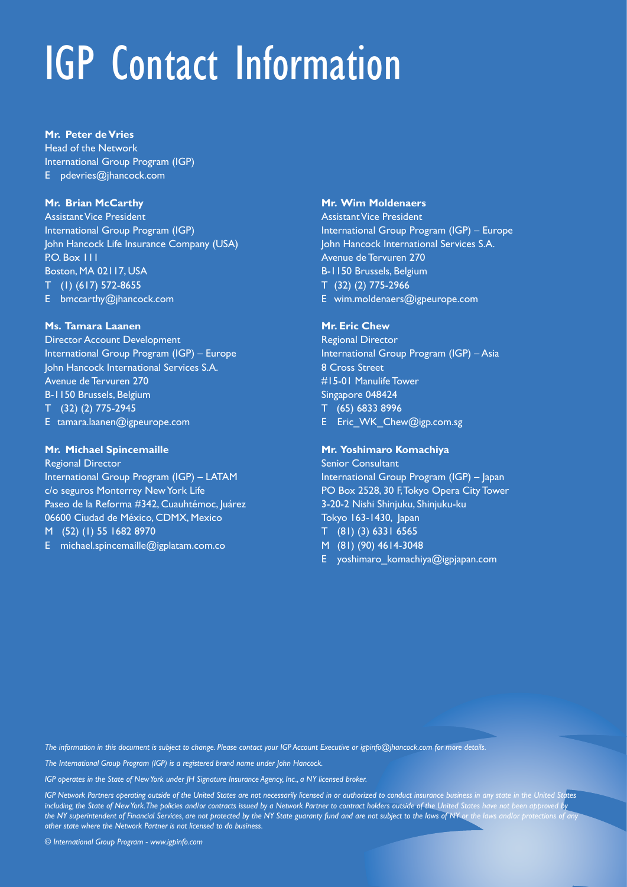# IGP Contact Information

**Mr. Peter de Vries**
Head of the Network
International Group Program (IGP)
E pdevries@jhancock.com

**Mr. Brian McCarthy**
Assistant Vice President
International Group Program (IGP)
John Hancock Life Insurance Company (USA)
P.O. Box 111
Boston, MA 02117, USA
T (1) (617) 572-8655
E bmccarthy@jhancock.com

**Ms. Tamara Laanen**
Director Account Development
International Group Program (IGP) – Europe
John Hancock International Services S.A.
Avenue de Tervuren 270
B-1150 Brussels, Belgium
T (32) (2) 775-2945
E tamara.laanen@igpeurope.com

**Mr. Michael Spincemaille**
Regional Director
International Group Program (IGP) – LATAM
c/o seguros Monterrey New York Life
Paseo de la Reforma #342, Cuauhtémoc, Juárez
06600 Ciudad de México, CDMX, Mexico
M (52) (1) 55 1682 8970
E michael.spincemaille@igplatam.com.co

**Mr. Wim Moldenaers**
Assistant Vice President
International Group Program (IGP) – Europe
John Hancock International Services S.A.
Avenue de Tervuren 270
B-1150 Brussels, Belgium
T (32) (2) 775-2966
E wim.moldenaers@igpeurope.com

**Mr. Eric Chew**
Regional Director
International Group Program (IGP) – Asia
8 Cross Street
#15-01 Manulife Tower
Singapore 048424
T (65) 6833 8996
E Eric_WK_Chew@igp.com.sg

**Mr. Yoshimaro Komachiya**
Senior Consultant
International Group Program (IGP) – Japan
PO Box 2528, 30 F, Tokyo Opera City Tower
3-20-2 Nishi Shinjuku, Shinjuku-ku
Tokyo 163-1430, Japan
T (81) (3) 6331 6565
M (81) (90) 4614-3048
E yoshimaro_komachiya@igpjapan.com

*The information in this document is subject to change. Please contact your IGP Account Executive or igpinfo@jhancock.com for more details.*

*The International Group Program (IGP) is a registered brand name under John Hancock.*

*IGP operates in the State of New York under JH Signature Insurance Agency, Inc., a NY licensed broker.*

*IGP Network Partners operating outside of the United States are not necessarily licensed in or authorized to conduct insurance business in any state in the United States including, the State of New York. The policies and/or contracts issued by a Network Partner to contract holders outside of the United States have not been approved by the NY superintendent of Financial Services, are not protected by the NY State guaranty fund and are not subject to the laws of NY or the laws and/or protections of any other state where the Network Partner is not licensed to do business.*

*© International Group Program - www.igpinfo.com*